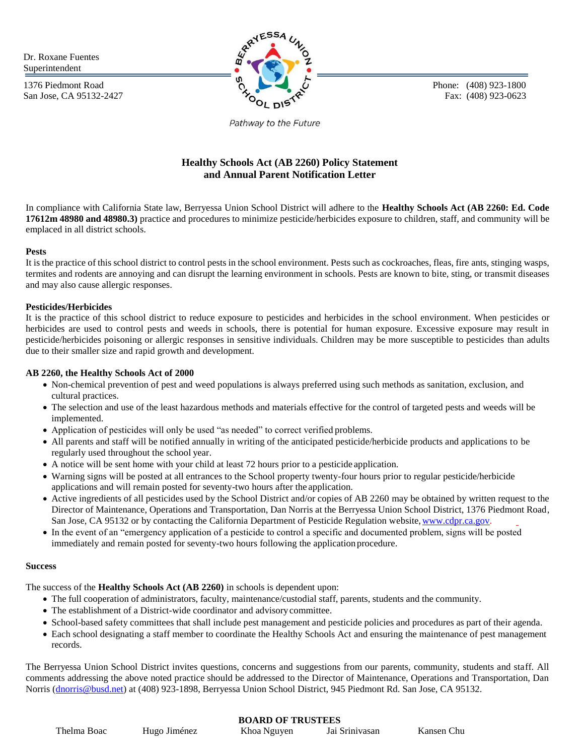Dr. Roxane Fuentes
Superintendent

1376 Piedmont Road
San Jose, CA 95132-2427

Phone: (408) 923-1800
Fax: (408) 923-0623

Pathway to the Future

## Healthy Schools Act (AB 2260) Policy Statement and Annual Parent Notification Letter

In compliance with California State law, Berryessa Union School District will adhere to the **Healthy Schools Act (AB 2260: Ed. Code 17612m 48980 and 48980.3)** practice and procedures to minimize pesticide/herbicides exposure to children, staff, and community will be emplaced in all district schools.

**Pests**

It is the practice of this school district to control pests in the school environment. Pests such as cockroaches, fleas, fire ants, stinging wasps, termites and rodents are annoying and can disrupt the learning environment in schools. Pests are known to bite, sting, or transmit diseases and may also cause allergic responses.

**Pesticides/Herbicides**

It is the practice of this school district to reduce exposure to pesticides and herbicides in the school environment. When pesticides or herbicides are used to control pests and weeds in schools, there is potential for human exposure. Excessive exposure may result in pesticide/herbicides poisoning or allergic responses in sensitive individuals. Children may be more susceptible to pesticides than adults due to their smaller size and rapid growth and development.

**AB 2260, the Healthy Schools Act of 2000**

- Non-chemical prevention of pest and weed populations is always preferred using such methods as sanitation, exclusion, and cultural practices.
- The selection and use of the least hazardous methods and materials effective for the control of targeted pests and weeds will be implemented.
- Application of pesticides will only be used "as needed" to correct verified problems.
- All parents and staff will be notified annually in writing of the anticipated pesticide/herbicide products and applications to be regularly used throughout the school year.
- A notice will be sent home with your child at least 72 hours prior to a pesticide application.
- Warning signs will be posted at all entrances to the School property twenty-four hours prior to regular pesticide/herbicide applications and will remain posted for seventy-two hours after the application.
- Active ingredients of all pesticides used by the School District and/or copies of AB 2260 may be obtained by written request to the Director of Maintenance, Operations and Transportation, Dan Norris at the Berryessa Union School District, 1376 Piedmont Road, San Jose, CA 95132 or by contacting the California Department of Pesticide Regulation website, www.cdpr.ca.gov.
- In the event of an "emergency application of a pesticide to control a specific and documented problem, signs will be posted immediately and remain posted for seventy-two hours following the application procedure.

**Success**

The success of the **Healthy Schools Act (AB 2260)** in schools is dependent upon:

- The full cooperation of administrators, faculty, maintenance/custodial staff, parents, students and the community.
- The establishment of a District-wide coordinator and advisory committee.
- School-based safety committees that shall include pest management and pesticide policies and procedures as part of their agenda.
- Each school designating a staff member to coordinate the Healthy Schools Act and ensuring the maintenance of pest management records.

The Berryessa Union School District invites questions, concerns and suggestions from our parents, community, students and staff. All comments addressing the above noted practice should be addressed to the Director of Maintenance, Operations and Transportation, Dan Norris (dnorris@busd.net) at (408) 923-1898, Berryessa Union School District, 945 Piedmont Rd. San Jose, CA 95132.

**BOARD OF TRUSTEES**

Thelma Boac    Hugo Jiménez    Khoa Nguyen    Jai Srinivasan    Kansen Chu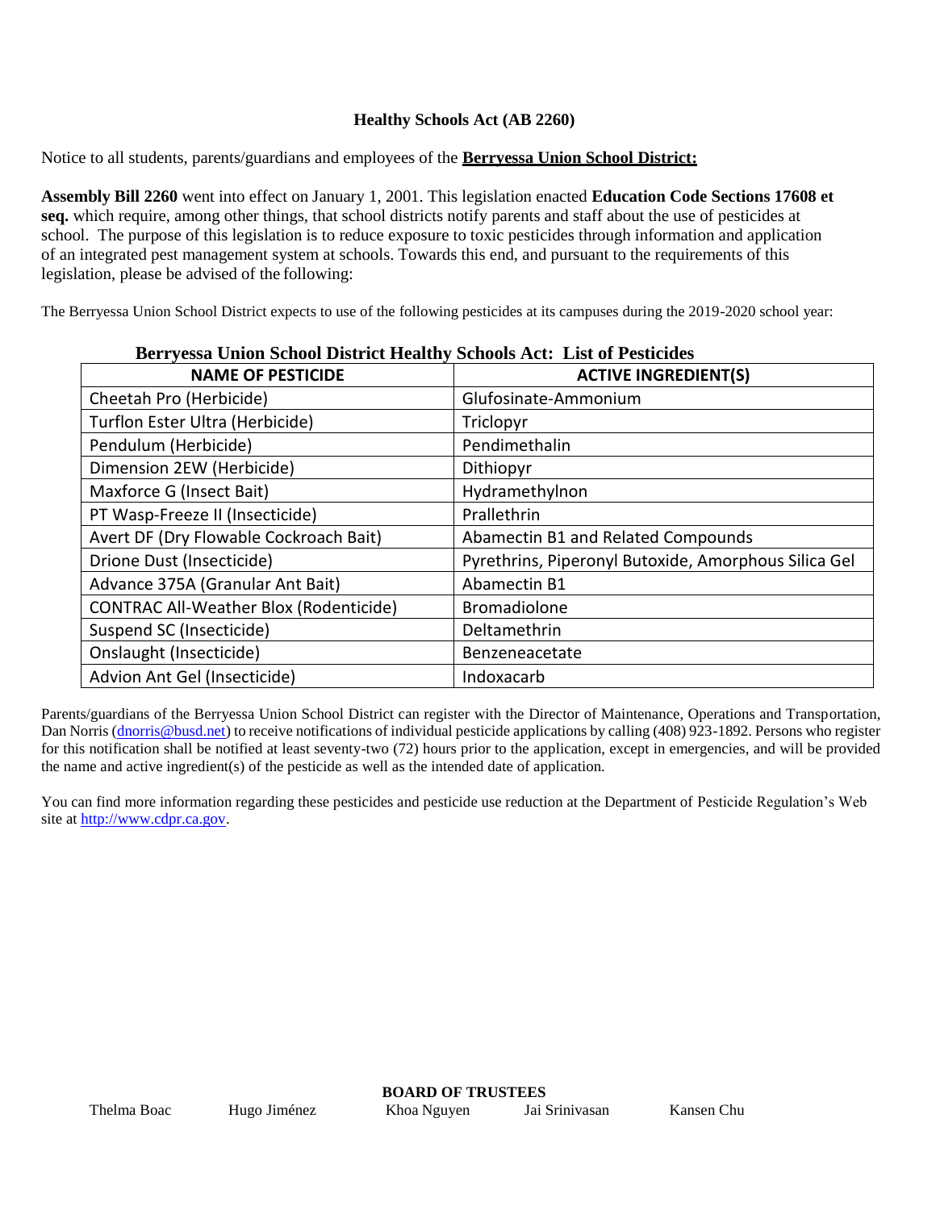## Healthy Schools Act (AB 2260)

Notice to all students, parents/guardians and employees of the **Berryessa Union School District:**

**Assembly Bill 2260** went into effect on January 1, 2001. This legislation enacted **Education Code Sections 17608 et seq.** which require, among other things, that school districts notify parents and staff about the use of pesticides at school. The purpose of this legislation is to reduce exposure to toxic pesticides through information and application of an integrated pest management system at schools. Towards this end, and pursuant to the requirements of this legislation, please be advised of the following:

The Berryessa Union School District expects to use of the following pesticides at its campuses during the 2019-2020 school year:

**Berryessa Union School District Healthy Schools Act: List of Pesticides**

| NAME OF PESTICIDE | ACTIVE INGREDIENT(S) |
|---|---|
| Cheetah Pro (Herbicide) | Glufosinate-Ammonium |
| Turflon Ester Ultra (Herbicide) | Triclopyr |
| Pendulum (Herbicide) | Pendimethalin |
| Dimension 2EW (Herbicide) | Dithiopyr |
| Maxforce G (Insect Bait) | Hydramethylnon |
| PT Wasp-Freeze II (Insecticide) | Prallethrin |
| Avert DF (Dry Flowable Cockroach Bait) | Abamectin B1 and Related Compounds |
| Drione Dust (Insecticide) | Pyrethrins, Piperonyl Butoxide, Amorphous Silica Gel |
| Advance 375A (Granular Ant Bait) | Abamectin B1 |
| CONTRAC All-Weather Blox (Rodenticide) | Bromadiolone |
| Suspend SC (Insecticide) | Deltamethrin |
| Onslaught (Insecticide) | Benzeneacetate |
| Advion Ant Gel (Insecticide) | Indoxacarb |

Parents/guardians of the Berryessa Union School District can register with the Director of Maintenance, Operations and Transportation, Dan Norris (dnorris@busd.net) to receive notifications of individual pesticide applications by calling (408) 923-1892. Persons who register for this notification shall be notified at least seventy-two (72) hours prior to the application, except in emergencies, and will be provided the name and active ingredient(s) of the pesticide as well as the intended date of application.

You can find more information regarding these pesticides and pesticide use reduction at the Department of Pesticide Regulation's Web site at http://www.cdpr.ca.gov.

**BOARD OF TRUSTEES**

Thelma Boac Hugo Jiménez Khoa Nguyen Jai Srinivasan Kansen Chu